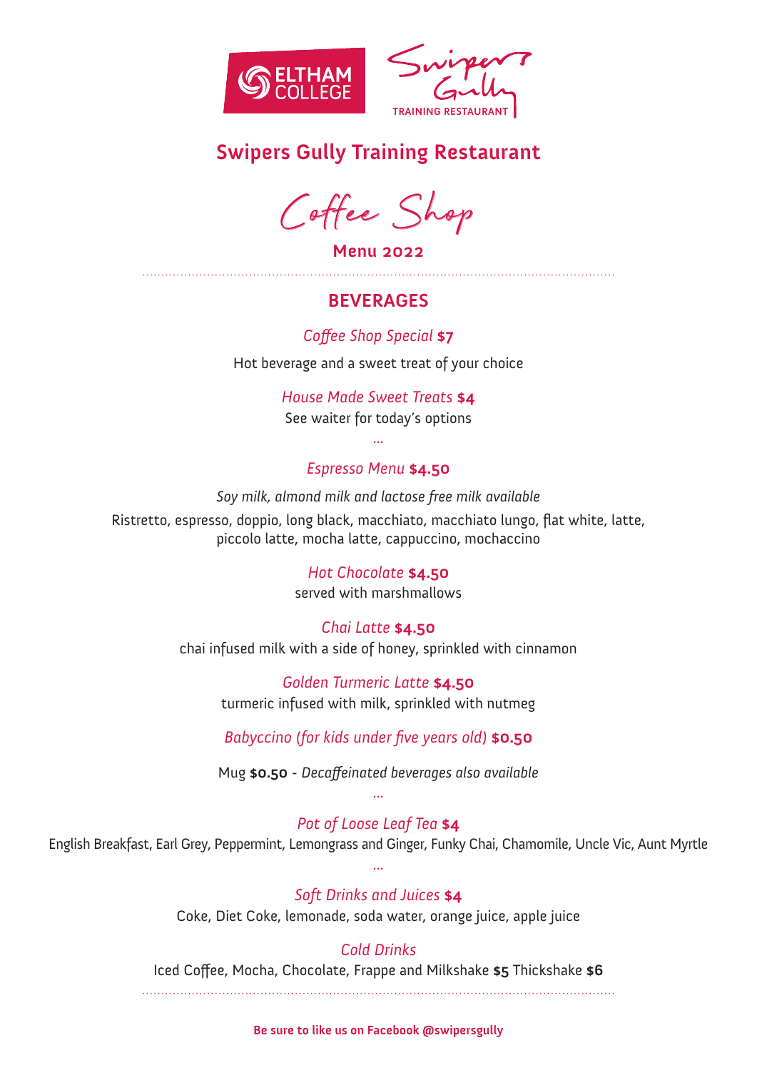ELTHAM COLLEGE

Swipers Gully
TRAINING RESTAURANT

# Swipers Gully Training Restaurant

## Coffee Shop

**Menu 2022**

## BEVERAGES

*Coffee Shop Special* **$7**

Hot beverage and a sweet treat of your choice

*House Made Sweet Treats* **$4**

See waiter for today's options

...

*Espresso Menu* **$4.50**

*Soy milk, almond milk and lactose free milk available*

Ristretto, espresso, doppio, long black, macchiato, macchiato lungo, flat white, latte, piccolo latte, mocha latte, cappuccino, mochaccino

*Hot Chocolate* **$4.50**

served with marshmallows

*Chai Latte* **$4.50**

chai infused milk with a side of honey, sprinkled with cinnamon

*Golden Turmeric Latte* **$4.50**

turmeric infused with milk, sprinkled with nutmeg

*Babyccino (for kids under five years old)* **$0.50**

Mug **$0.50** - *Decaffeinated beverages also available*

...

*Pot of Loose Leaf Tea* **$4**

English Breakfast, Earl Grey, Peppermint, Lemongrass and Ginger, Funky Chai, Chamomile, Uncle Vic, Aunt Myrtle

...

*Soft Drinks and Juices* **$4**

Coke, Diet Coke, lemonade, soda water, orange juice, apple juice

*Cold Drinks*

Iced Coffee, Mocha, Chocolate, Frappe and Milkshake **$5** Thickshake **$6**

**Be sure to like us on Facebook @swipersgully**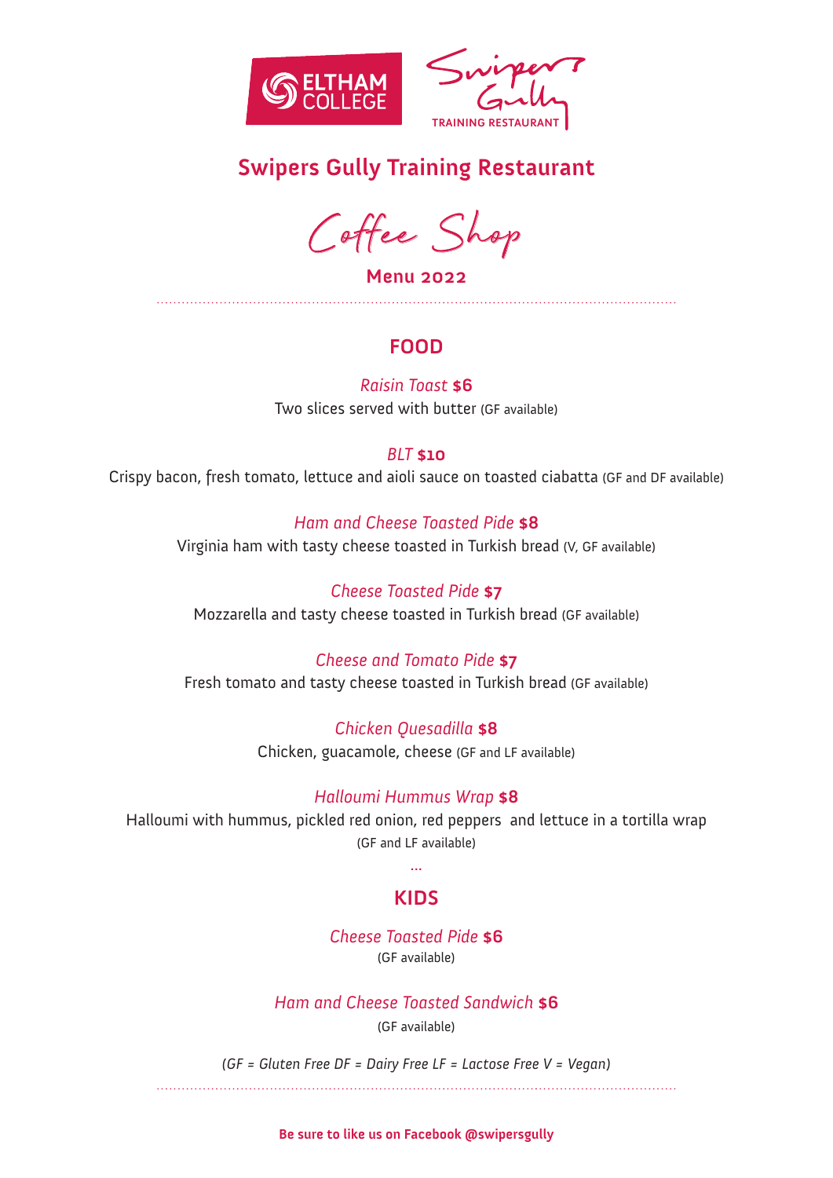ELTHAM COLLEGE

Swipers Gully TRAINING RESTAURANT

# Swipers Gully Training Restaurant

## Coffee Shop

**Menu 2022**

## FOOD

*Raisin Toast* **$6**
Two slices served with butter (GF available)

*BLT* **$10**
Crispy bacon, fresh tomato, lettuce and aioli sauce on toasted ciabatta (GF and DF available)

*Ham and Cheese Toasted Pide* **$8**
Virginia ham with tasty cheese toasted in Turkish bread (V, GF available)

*Cheese Toasted Pide* **$7**
Mozzarella and tasty cheese toasted in Turkish bread (GF available)

*Cheese and Tomato Pide* **$7**
Fresh tomato and tasty cheese toasted in Turkish bread (GF available)

*Chicken Quesadilla* **$8**
Chicken, guacamole, cheese (GF and LF available)

*Halloumi Hummus Wrap* **$8**
Halloumi with hummus, pickled red onion, red peppers and lettuce in a tortilla wrap (GF and LF available)

...

## KIDS

*Cheese Toasted Pide* **$6**
(GF available)

*Ham and Cheese Toasted Sandwich* **$6**
(GF available)

*(GF = Gluten Free DF = Dairy Free LF = Lactose Free V = Vegan)*

**Be sure to like us on Facebook @swipersgully**